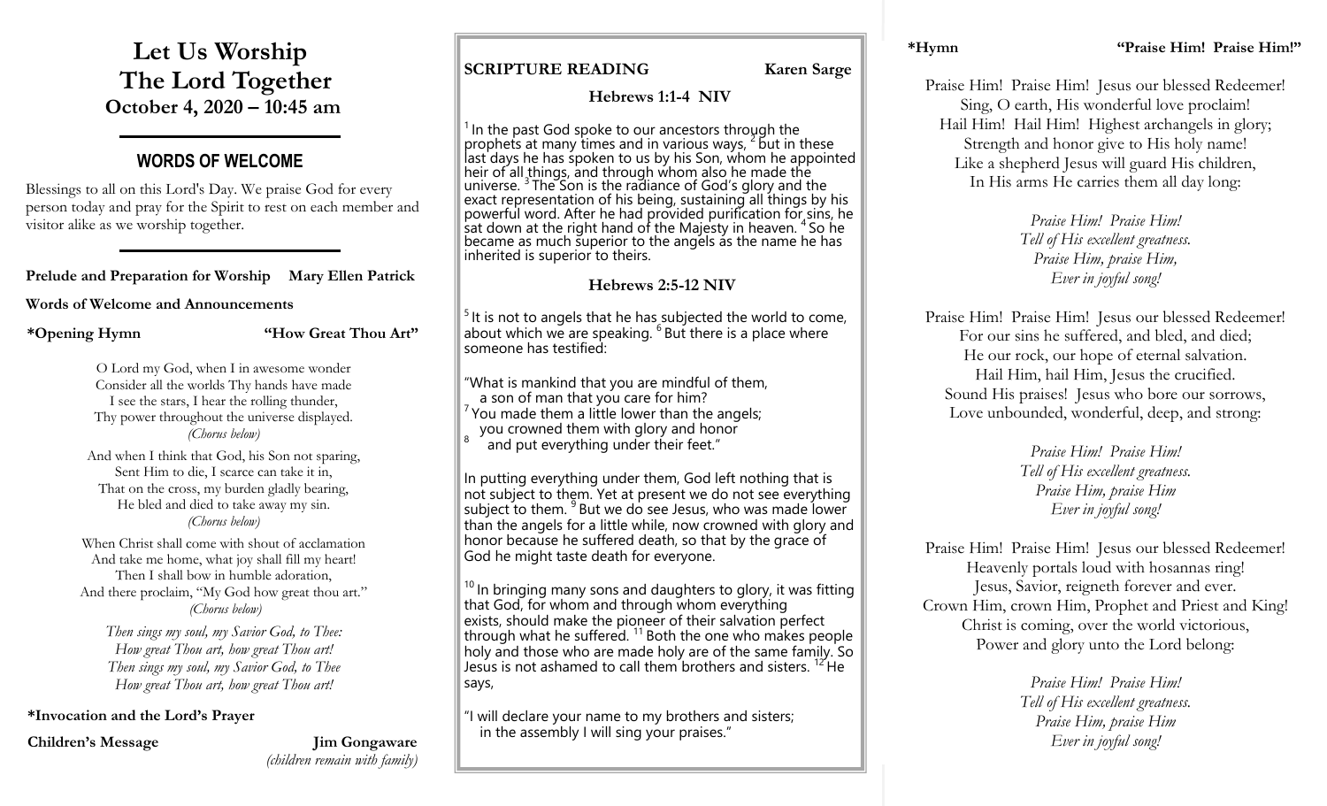# Let Us Worship The Lord Together

**October 4, 2020 – 10:45 am**

---

## WORDS OF WELCOME

Blessings to all on this Lord's Day. We praise God for every person today and pray for the Spirit to rest on each member and visitor alike as we worship together.

---

**Prelude and Preparation for Worship** **Mary Ellen Patrick**

**Words of Welcome and Announcements**

**\*Opening Hymn** **"How Great Thou Art"**

O Lord my God, when I in awesome wonder
Consider all the worlds Thy hands have made
I see the stars, I hear the rolling thunder,
Thy power throughout the universe displayed.
*(Chorus below)*

And when I think that God, his Son not sparing,
Sent Him to die, I scarce can take it in,
That on the cross, my burden gladly bearing,
He bled and died to take away my sin.
*(Chorus below)*

When Christ shall come with shout of acclamation
And take me home, what joy shall fill my heart!
Then I shall bow in humble adoration,
And there proclaim, "My God how great thou art."
*(Chorus below)*

*Then sings my soul, my Savior God, to Thee:*
*How great Thou art, how great Thou art!*
*Then sings my soul, my Savior God, to Thee*
*How great Thou art, how great Thou art!*

**\*Invocation and the Lord's Prayer**

**Children's Message** **Jim Gongaware**
*(children remain with family)*

**SCRIPTURE READING** **Karen Sarge**

### Hebrews 1:1-4 NIV

[1] In the past God spoke to our ancestors through the prophets at many times and in various ways, [2] but in these last days he has spoken to us by his Son, whom he appointed heir of all things, and through whom also he made the universe. [3] The Son is the radiance of God's glory and the exact representation of his being, sustaining all things by his powerful word. After he had provided purification for sins, he sat down at the right hand of the Majesty in heaven. [4] So he became as much superior to the angels as the name he has inherited is superior to theirs.

### Hebrews 2:5-12 NIV

[5] It is not to angels that he has subjected the world to come, about which we are speaking. [6] But there is a place where someone has testified:

"What is mankind that you are mindful of them,
a son of man that you care for him?
[7] You made them a little lower than the angels;
you crowned them with glory and honor
[8] and put everything under their feet."

In putting everything under them, God left nothing that is not subject to them. Yet at present we do not see everything subject to them. [9] But we do see Jesus, who was made lower than the angels for a little while, now crowned with glory and honor because he suffered death, so that by the grace of God he might taste death for everyone.

[10] In bringing many sons and daughters to glory, it was fitting that God, for whom and through whom everything exists, should make the pioneer of their salvation perfect through what he suffered. [11] Both the one who makes people holy and those who are made holy are of the same family. So Jesus is not ashamed to call them brothers and sisters. [12] He says,

"I will declare your name to my brothers and sisters;
in the assembly I will sing your praises."

**\*Hymn** **"Praise Him! Praise Him!"**

Praise Him! Praise Him! Jesus our blessed Redeemer!
Sing, O earth, His wonderful love proclaim!
Hail Him! Hail Him! Highest archangels in glory;
Strength and honor give to His holy name!
Like a shepherd Jesus will guard His children,
In His arms He carries them all day long:

*Praise Him! Praise Him!*
*Tell of His excellent greatness.*
*Praise Him, praise Him,*
*Ever in joyful song!*

Praise Him! Praise Him! Jesus our blessed Redeemer!
For our sins he suffered, and bled, and died;
He our rock, our hope of eternal salvation.
Hail Him, hail Him, Jesus the crucified.
Sound His praises! Jesus who bore our sorrows,
Love unbounded, wonderful, deep, and strong:

*Praise Him! Praise Him!*
*Tell of His excellent greatness.*
*Praise Him, praise Him*
*Ever in joyful song!*

Praise Him! Praise Him! Jesus our blessed Redeemer!
Heavenly portals loud with hosannas ring!
Jesus, Savior, reigneth forever and ever.
Crown Him, crown Him, Prophet and Priest and King!
Christ is coming, over the world victorious,
Power and glory unto the Lord belong:

*Praise Him! Praise Him!*
*Tell of His excellent greatness.*
*Praise Him, praise Him*
*Ever in joyful song!*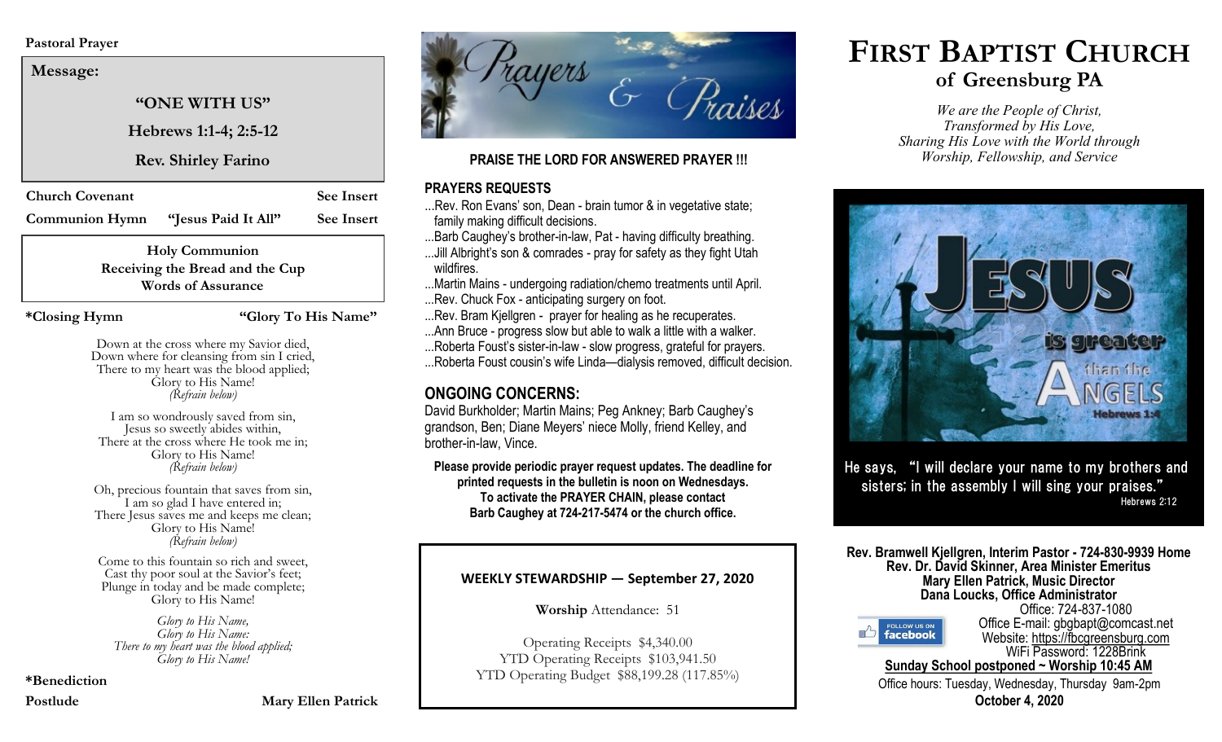**Pastoral Prayer**

**Message:**

**"ONE WITH US"**

**Hebrews 1:1-4; 2:5-12**

**Rev. Shirley Farino**

**Church Covenant** — **See Insert**

**Communion Hymn** — **"Jesus Paid It All"** — **See Insert**

**Holy Communion**
**Receiving the Bread and the Cup**
**Words of Assurance**

**\*Closing Hymn** — **"Glory To His Name"**

Down at the cross where my Savior died,
Down where for cleansing from sin I cried,
There to my heart was the blood applied;
Glory to His Name!
*(Refrain below)*

I am so wondrously saved from sin,
Jesus so sweetly abides within,
There at the cross where He took me in;
Glory to His Name!
*(Refrain below)*

Oh, precious fountain that saves from sin,
I am so glad I have entered in;
There Jesus saves me and keeps me clean;
Glory to His Name!
*(Refrain below)*

Come to this fountain so rich and sweet,
Cast thy poor soul at the Savior's feet;
Plunge in today and be made complete;
Glory to His Name!

*Glory to His Name,*
*Glory to His Name:*
*There to my heart was the blood applied;*
*Glory to His Name!*

**\*Benediction**

**Postlude** — **Mary Ellen Patrick**

# Prayers & Praises

**PRAISE THE LORD FOR ANSWERED PRAYER !!!**

## PRAYERS REQUESTS

...Rev. Ron Evans' son, Dean - brain tumor & in vegetative state; family making difficult decisions.
...Barb Caughey's brother-in-law, Pat - having difficulty breathing.
...Jill Albright's son & comrades - pray for safety as they fight Utah wildfires.
...Martin Mains - undergoing radiation/chemo treatments until April.
...Rev. Chuck Fox - anticipating surgery on foot.
...Rev. Bram Kjellgren - prayer for healing as he recuperates.
...Ann Bruce - progress slow but able to walk a little with a walker.
...Roberta Foust's sister-in-law - slow progress, grateful for prayers.
...Roberta Foust cousin's wife Linda—dialysis removed, difficult decision.

## ONGOING CONCERNS:

David Burkholder; Martin Mains; Peg Ankney; Barb Caughey's grandson, Ben; Diane Meyers' niece Molly, friend Kelley, and brother-in-law, Vince.

**Please provide periodic prayer request updates. The deadline for printed requests in the bulletin is noon on Wednesdays. To activate the PRAYER CHAIN, please contact Barb Caughey at 724-217-5474 or the church office.**

**WEEKLY STEWARDSHIP — September 27, 2020**

**Worship** Attendance: 51

Operating Receipts $4,340.00
YTD Operating Receipts $103,941.50
YTD Operating Budget $88,199.28 (117.85%)

# First Baptist Church
## of Greensburg PA

*We are the People of Christ,*
*Transformed by His Love,*
*Sharing His Love with the World through*
*Worship, Fellowship, and Service*

JESUS is greater than the ANGELS
Hebrews 1:4

He says, "I will declare your name to my brothers and sisters; in the assembly I will sing your praises."
Hebrews 2:12

**Rev. Bramwell Kjellgren, Interim Pastor - 724-830-9939 Home**
**Rev. Dr. David Skinner, Area Minister Emeritus**
**Mary Ellen Patrick, Music Director**
**Dana Loucks, Office Administrator**
Office: 724-837-1080
Office E-mail: gbgbapt@comcast.net
Website: https://fbcgreensburg.com
WiFi Password: 1228Brink
FOLLOW US ON facebook
**Sunday School postponed ~ Worship 10:45 AM**
Office hours: Tuesday, Wednesday, Thursday 9am-2pm
**October 4, 2020**